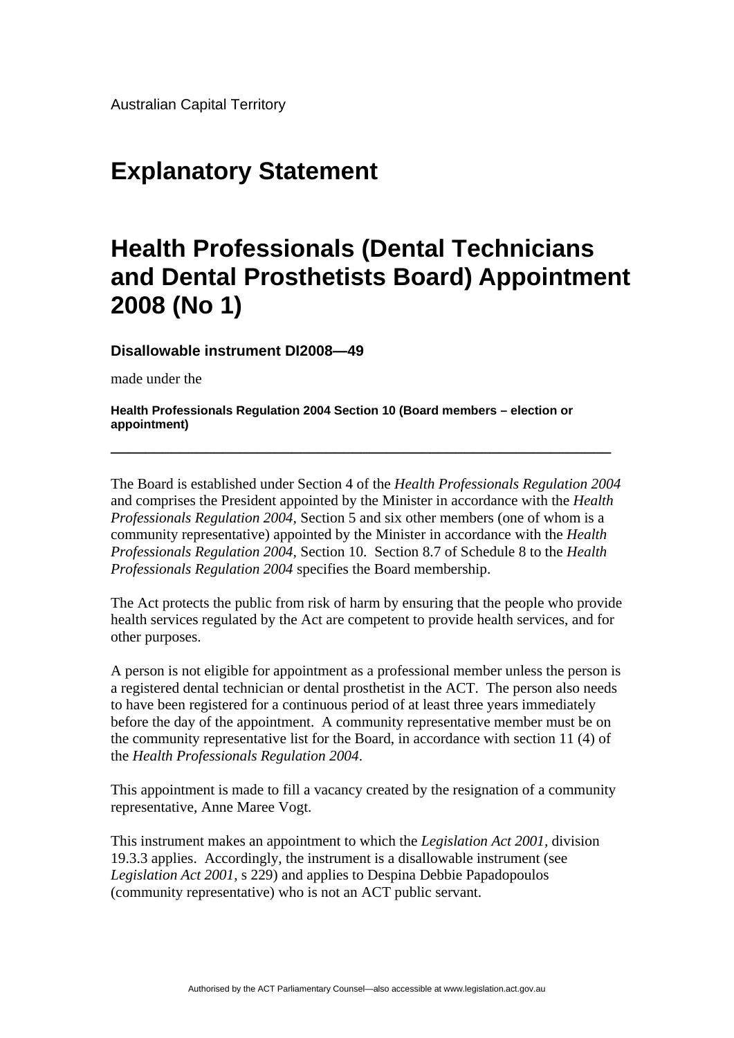Australian Capital Territory

# Explanatory Statement

# Health Professionals (Dental Technicians and Dental Prosthetists Board) Appointment 2008 (No 1)

**Disallowable instrument DI2008—49**

made under the

**Health Professionals Regulation 2004 Section 10 (Board members – election or appointment)**

---

The Board is established under Section 4 of the *Health Professionals Regulation 2004* and comprises the President appointed by the Minister in accordance with the *Health Professionals Regulation 2004,* Section 5 and six other members (one of whom is a community representative) appointed by the Minister in accordance with the *Health Professionals Regulation 2004,* Section 10. Section 8.7 of Schedule 8 to the *Health Professionals Regulation 2004* specifies the Board membership.

The Act protects the public from risk of harm by ensuring that the people who provide health services regulated by the Act are competent to provide health services, and for other purposes.

A person is not eligible for appointment as a professional member unless the person is a registered dental technician or dental prosthetist in the ACT. The person also needs to have been registered for a continuous period of at least three years immediately before the day of the appointment. A community representative member must be on the community representative list for the Board, in accordance with section 11 (4) of the *Health Professionals Regulation 2004*.

This appointment is made to fill a vacancy created by the resignation of a community representative, Anne Maree Vogt.

This instrument makes an appointment to which the *Legislation Act 2001,* division 19.3.3 applies. Accordingly, the instrument is a disallowable instrument (see *Legislation Act 2001*, s 229) and applies to Despina Debbie Papadopoulos (community representative) who is not an ACT public servant.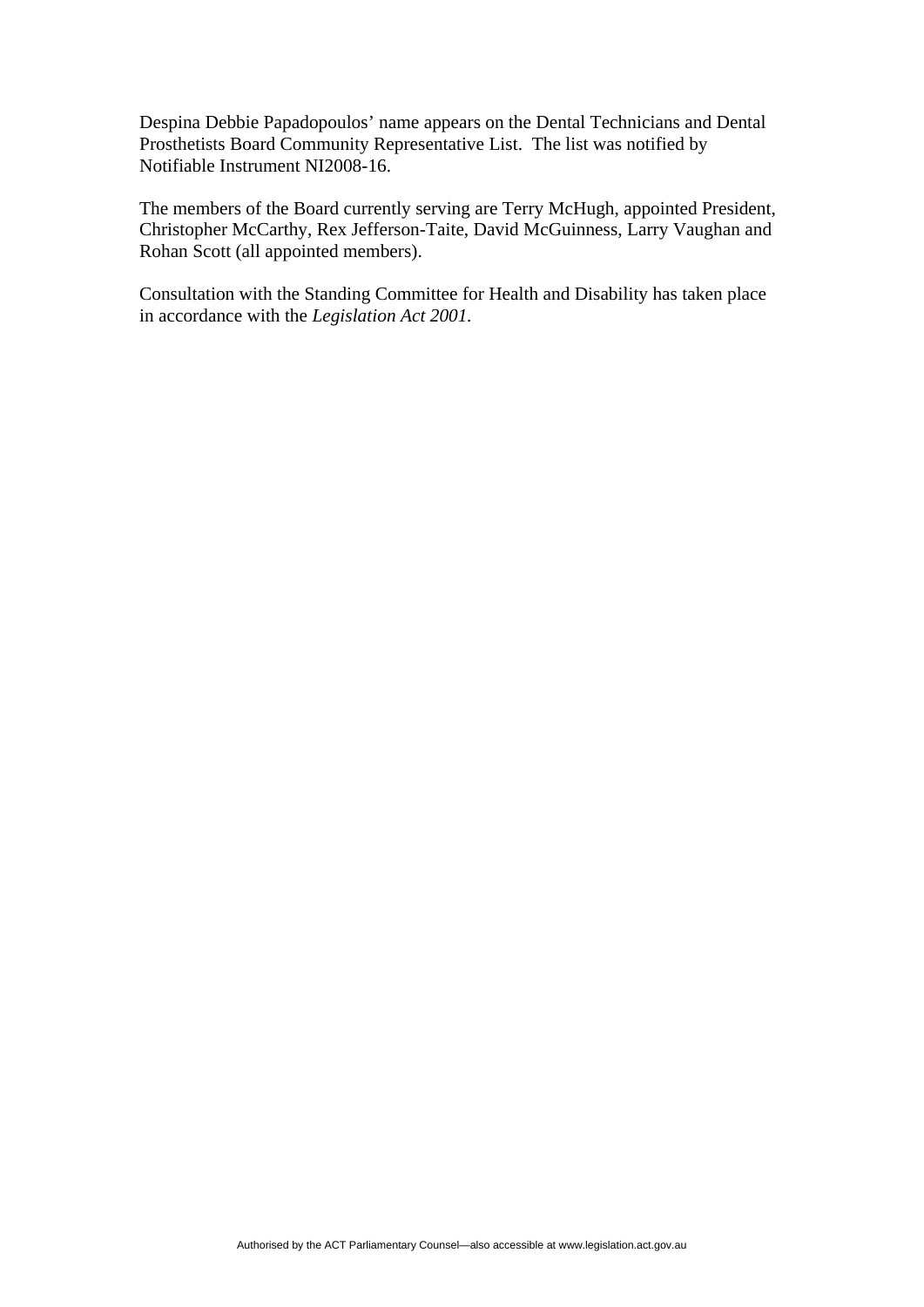Despina Debbie Papadopoulos' name appears on the Dental Technicians and Dental Prosthetists Board Community Representative List. The list was notified by Notifiable Instrument NI2008-16.

The members of the Board currently serving are Terry McHugh, appointed President, Christopher McCarthy, Rex Jefferson-Taite, David McGuinness, Larry Vaughan and Rohan Scott (all appointed members).

Consultation with the Standing Committee for Health and Disability has taken place in accordance with the *Legislation Act 2001*.